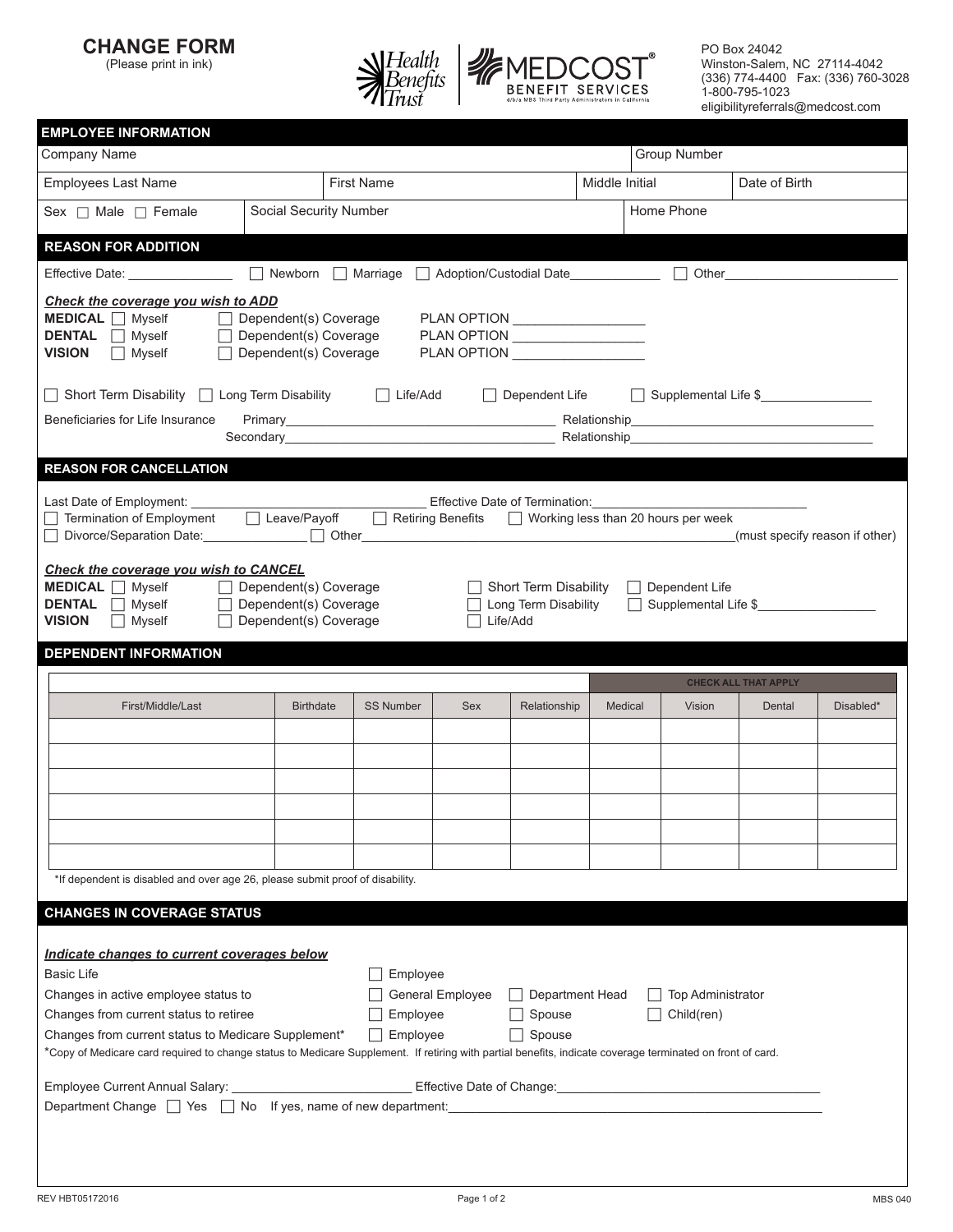# CHANGE FORM

(Please print in ink)

Health Benefits Trust | MEDCOST® BENEFIT SERVICES d/b/a MBS Third Party Administrators in California

PO Box 24042
Winston-Salem, NC 27114-4042
(336) 774-4400 Fax: (336) 760-3028
1-800-795-1023
eligibilityreferrals@medcost.com

## EMPLOYEE INFORMATION

| Company Name | | | Group Number |
|---|---|---|---|
| Employees Last Name | First Name | Middle Initial | Date of Birth |
| Sex ☐ Male ☐ Female | Social Security Number | | Home Phone |

## REASON FOR ADDITION

Effective Date: _______________ ☐ Newborn ☐ Marriage ☐ Adoption/Custodial Date_____________ ☐ Other_________________________

***Check the coverage you wish to ADD***

**MEDICAL** ☐ Myself ☐ Dependent(s) Coverage PLAN OPTION __________________
**DENTAL** ☐ Myself ☐ Dependent(s) Coverage PLAN OPTION __________________
**VISION** ☐ Myself ☐ Dependent(s) Coverage PLAN OPTION __________________

☐ Short Term Disability ☐ Long Term Disability ☐ Life/Add ☐ Dependent Life ☐ Supplemental Life $________________

Beneficiaries for Life Insurance Primary_________________________ Relationship_________________________
Secondary_________________________ Relationship_________________________

## REASON FOR CANCELLATION

Last Date of Employment: _________________________ Effective Date of Termination:_________________________
☐ Termination of Employment ☐ Leave/Payoff ☐ Retiring Benefits ☐ Working less than 20 hours per week
☐ Divorce/Separation Date:_______________ ☐ Other_________________________(must specify reason if other)

***Check the coverage you wish to CANCEL***

**MEDICAL** ☐ Myself ☐ Dependent(s) Coverage ☐ Short Term Disability ☐ Dependent Life
**DENTAL** ☐ Myself ☐ Dependent(s) Coverage ☐ Long Term Disability ☐ Supplemental Life $________________
**VISION** ☐ Myself ☐ Dependent(s) Coverage ☐ Life/Add

## DEPENDENT INFORMATION

| | | | | | CHECK ALL THAT APPLY | | | |
|---|---|---|---|---|---|---|---|---|
| First/Middle/Last | Birthdate | SS Number | Sex | Relationship | Medical | Vision | Dental | Disabled* |
| | | | | | | | | |
| | | | | | | | | |
| | | | | | | | | |
| | | | | | | | | |
| | | | | | | | | |
| | | | | | | | | |

*If dependent is disabled and over age 26, please submit proof of disability.

## CHANGES IN COVERAGE STATUS

***Indicate changes to current coverages below***

Basic Life ☐ Employee
Changes in active employee status to ☐ General Employee ☐ Department Head ☐ Top Administrator
Changes from current status to retiree ☐ Employee ☐ Spouse ☐ Child(ren)
Changes from current status to Medicare Supplement* ☐ Employee ☐ Spouse

*Copy of Medicare card required to change status to Medicare Supplement. If retiring with partial benefits, indicate coverage terminated on front of card.

Employee Current Annual Salary: _________________________ Effective Date of Change:_________________________
Department Change ☐ Yes ☐ No If yes, name of new department:_________________________

REV HBT05172016 MBS 040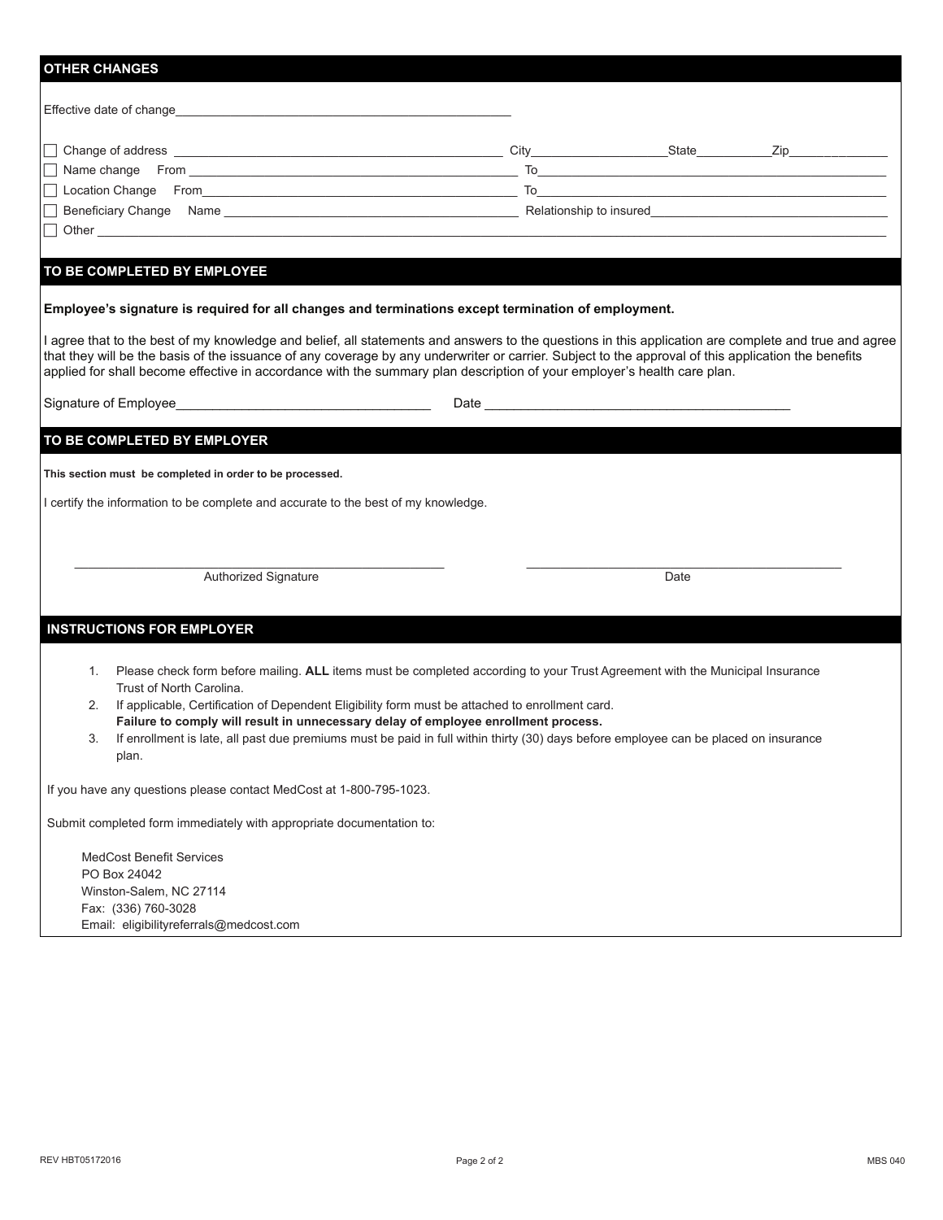## OTHER CHANGES

Effective date of change___________________________________________________

☐ Change of address ___________________________________________________ City____________________State___________Zip_______________

☐ Name change From ___________________________________________________ To___________________________________________________

☐ Location Change From_________________________________________________ To___________________________________________________

☐ Beneficiary Change Name _____________________________________________ Relationship to insured___________________________________

☐ Other _____________________________________________________________________________________________________________________

## TO BE COMPLETED BY EMPLOYEE

**Employee's signature is required for all changes and terminations except termination of employment.**

I agree that to the best of my knowledge and belief, all statements and answers to the questions in this application are complete and true and agree that they will be the basis of the issuance of any coverage by any underwriter or carrier. Subject to the approval of this application the benefits applied for shall become effective in accordance with the summary plan description of your employer's health care plan.

Signature of Employee___________________________________ Date ____________________________________________

## TO BE COMPLETED BY EMPLOYER

**This section must be completed in order to be processed.**

I certify the information to be complete and accurate to the best of my knowledge.

_______________________________________________________ _______________________________________________

Authorized Signature Date

## INSTRUCTIONS FOR EMPLOYER

1. Please check form before mailing. **ALL** items must be completed according to your Trust Agreement with the Municipal Insurance Trust of North Carolina.
2. If applicable, Certification of Dependent Eligibility form must be attached to enrollment card. **Failure to comply will result in unnecessary delay of employee enrollment process.**
3. If enrollment is late, all past due premiums must be paid in full within thirty (30) days before employee can be placed on insurance plan.

If you have any questions please contact MedCost at 1-800-795-1023.

Submit completed form immediately with appropriate documentation to:

MedCost Benefit Services
PO Box 24042
Winston-Salem, NC 27114
Fax: (336) 760-3028
Email: eligibilityreferrals@medcost.com

REV HBT05172016 MBS 040